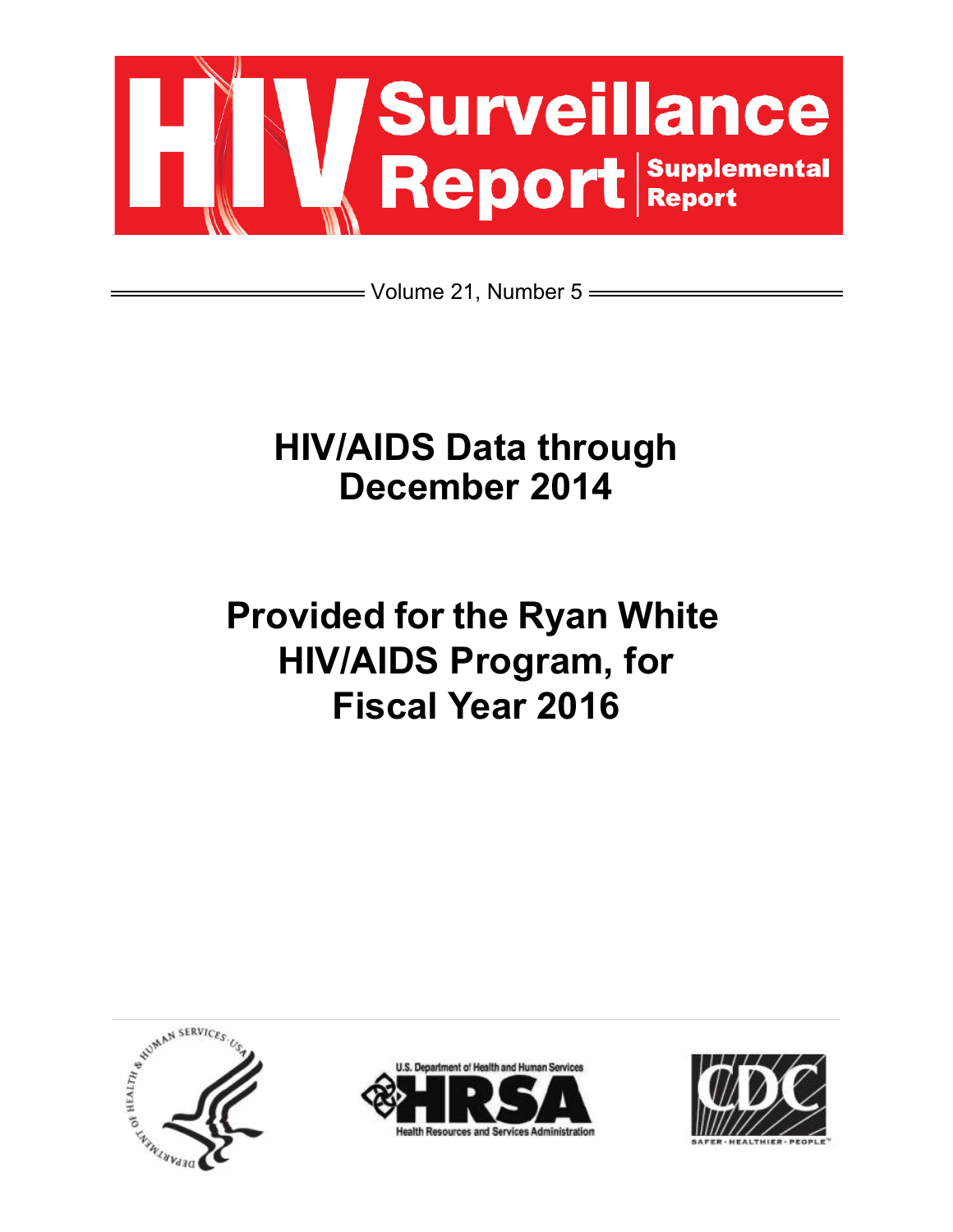# HIV Surveillance Report

**Supplemental Report**

Volume 21, Number 5

## HIV/AIDS Data through December 2014

## Provided for the Ryan White HIV/AIDS Program, for Fiscal Year 2016

U.S. Department of Health and Human Services

HRSA
Health Resources and Services Administration

CDC
SAFER · HEALTHIER · PEOPLE™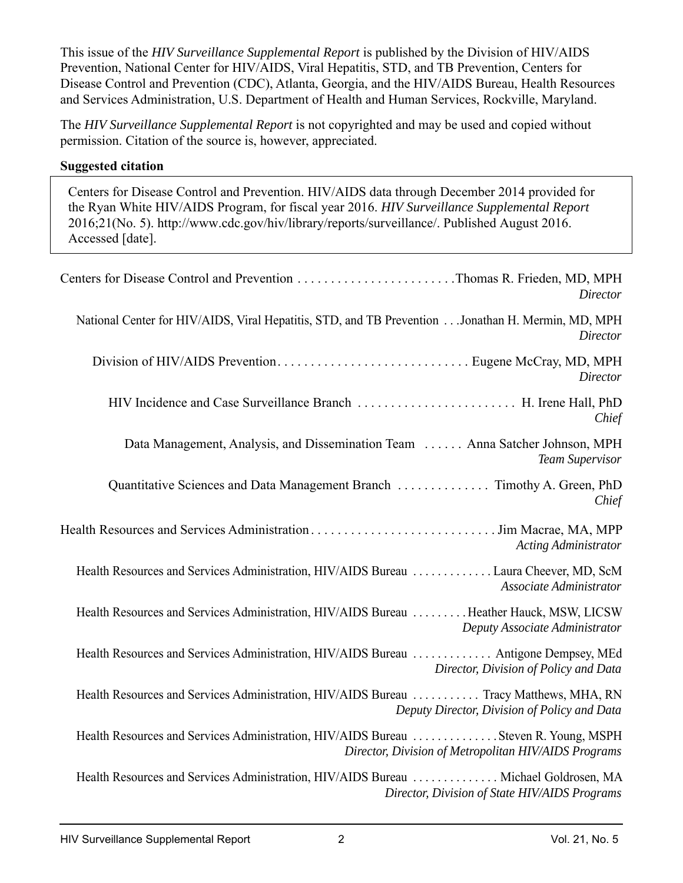This issue of the *HIV Surveillance Supplemental Report* is published by the Division of HIV/AIDS Prevention, National Center for HIV/AIDS, Viral Hepatitis, STD, and TB Prevention, Centers for Disease Control and Prevention (CDC), Atlanta, Georgia, and the HIV/AIDS Bureau, Health Resources and Services Administration, U.S. Department of Health and Human Services, Rockville, Maryland.

The *HIV Surveillance Supplemental Report* is not copyrighted and may be used and copied without permission. Citation of the source is, however, appreciated.

**Suggested citation**

> Centers for Disease Control and Prevention. HIV/AIDS data through December 2014 provided for the Ryan White HIV/AIDS Program, for fiscal year 2016. *HIV Surveillance Supplemental Report* 2016;21(No. 5). http://www.cdc.gov/hiv/library/reports/surveillance/. Published August 2016. Accessed [date].

Centers for Disease Control and Prevention . . . . . . . . . . . . . . . . . . . . . . . . Thomas R. Frieden, MD, MPH
*Director*

National Center for HIV/AIDS, Viral Hepatitis, STD, and TB Prevention . . . Jonathan H. Mermin, MD, MPH
*Director*

Division of HIV/AIDS Prevention . . . . . . . . . . . . . . . . . . . . . . . . . . . . . Eugene McCray, MD, MPH
*Director*

HIV Incidence and Case Surveillance Branch . . . . . . . . . . . . . . . . . . . . . . . . H. Irene Hall, PhD
*Chief*

Data Management, Analysis, and Dissemination Team . . . . . . Anna Satcher Johnson, MPH
*Team Supervisor*

Quantitative Sciences and Data Management Branch . . . . . . . . . . . . . . Timothy A. Green, PhD
*Chief*

Health Resources and Services Administration . . . . . . . . . . . . . . . . . . . . . . . . . . . . Jim Macrae, MA, MPP
*Acting Administrator*

Health Resources and Services Administration, HIV/AIDS Bureau . . . . . . . . . . . . . Laura Cheever, MD, ScM
*Associate Administrator*

Health Resources and Services Administration, HIV/AIDS Bureau . . . . . . . . . Heather Hauck, MSW, LICSW
*Deputy Associate Administrator*

Health Resources and Services Administration, HIV/AIDS Bureau . . . . . . . . . . . . . Antigone Dempsey, MEd
*Director, Division of Policy and Data*

Health Resources and Services Administration, HIV/AIDS Bureau . . . . . . . . . . . Tracy Matthews, MHA, RN
*Deputy Director, Division of Policy and Data*

Health Resources and Services Administration, HIV/AIDS Bureau . . . . . . . . . . . . . . Steven R. Young, MSPH
*Director, Division of Metropolitan HIV/AIDS Programs*

Health Resources and Services Administration, HIV/AIDS Bureau . . . . . . . . . . . . . . Michael Goldrosen, MA
*Director, Division of State HIV/AIDS Programs*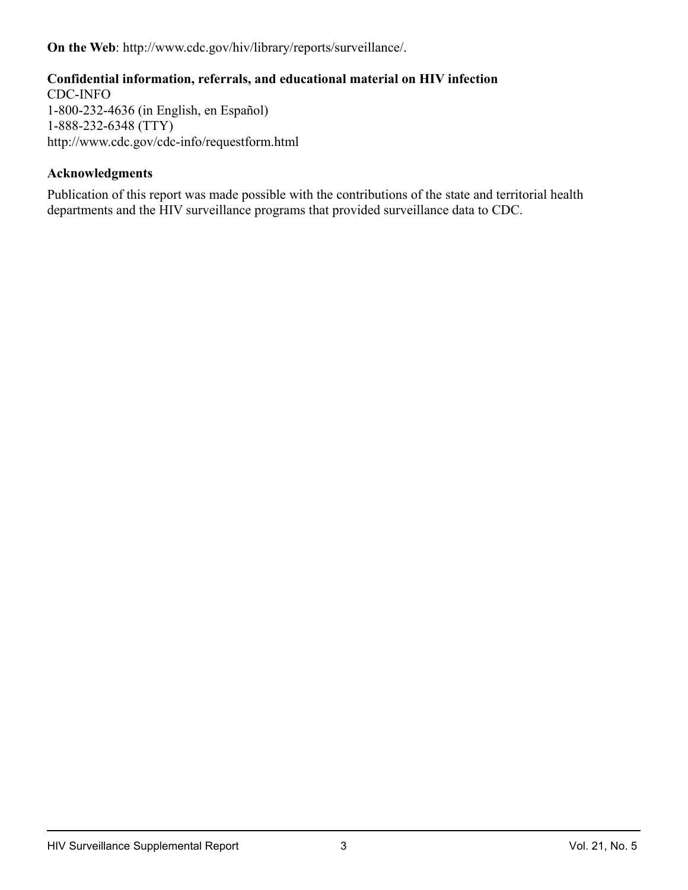**On the Web**: http://www.cdc.gov/hiv/library/reports/surveillance/.

**Confidential information, referrals, and educational material on HIV infection**
CDC-INFO
1-800-232-4636 (in English, en Español)
1-888-232-6348 (TTY)
http://www.cdc.gov/cdc-info/requestform.html

**Acknowledgments**

Publication of this report was made possible with the contributions of the state and territorial health departments and the HIV surveillance programs that provided surveillance data to CDC.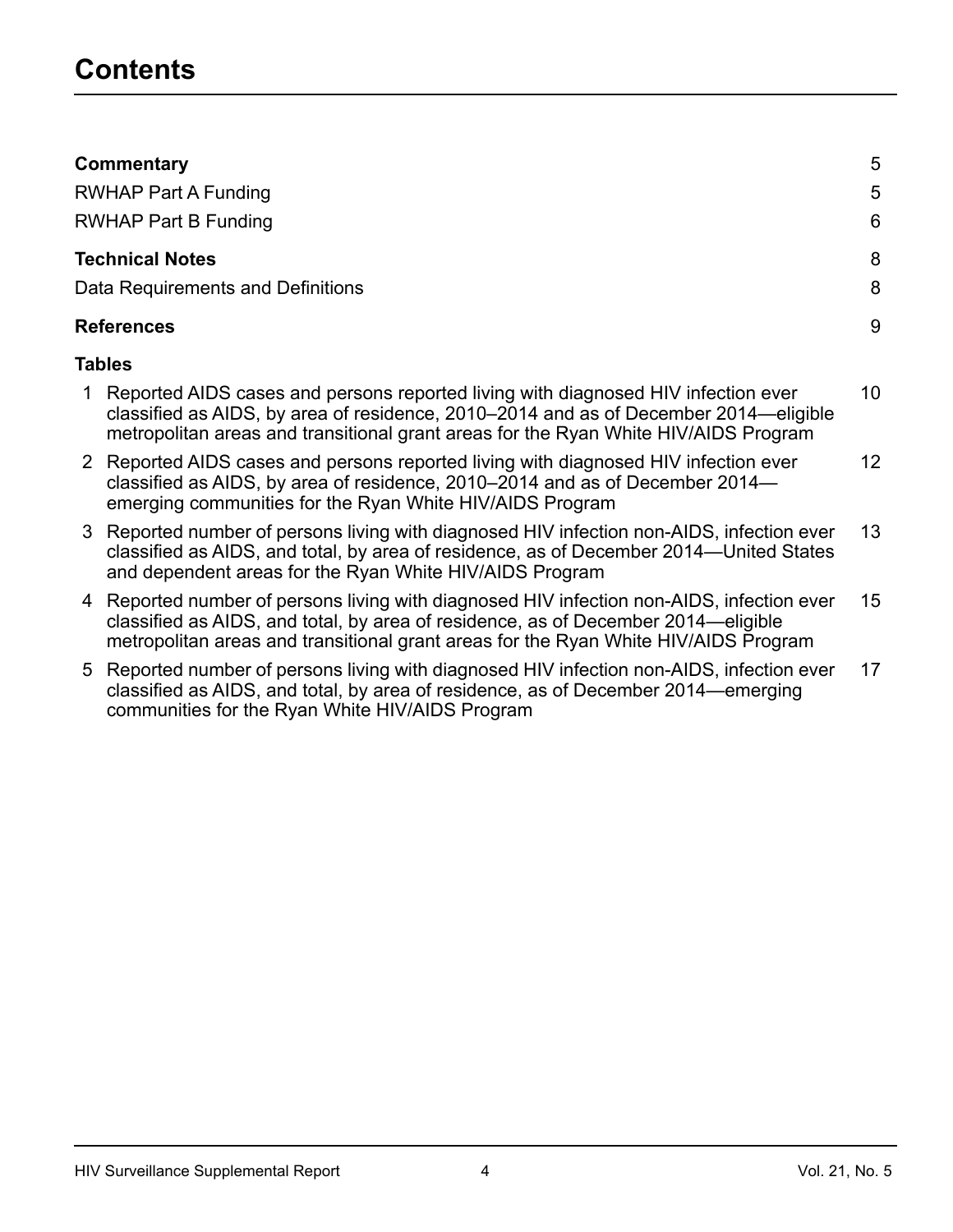# Contents

**Commentary** 5

RWHAP Part A Funding 5

RWHAP Part B Funding 6

**Technical Notes** 8

Data Requirements and Definitions 8

**References** 9

**Tables**

1 Reported AIDS cases and persons reported living with diagnosed HIV infection ever classified as AIDS, by area of residence, 2010–2014 and as of December 2014—eligible metropolitan areas and transitional grant areas for the Ryan White HIV/AIDS Program 10

2 Reported AIDS cases and persons reported living with diagnosed HIV infection ever classified as AIDS, by area of residence, 2010–2014 and as of December 2014—emerging communities for the Ryan White HIV/AIDS Program 12

3 Reported number of persons living with diagnosed HIV infection non-AIDS, infection ever classified as AIDS, and total, by area of residence, as of December 2014—United States and dependent areas for the Ryan White HIV/AIDS Program 13

4 Reported number of persons living with diagnosed HIV infection non-AIDS, infection ever classified as AIDS, and total, by area of residence, as of December 2014—eligible metropolitan areas and transitional grant areas for the Ryan White HIV/AIDS Program 15

5 Reported number of persons living with diagnosed HIV infection non-AIDS, infection ever classified as AIDS, and total, by area of residence, as of December 2014—emerging communities for the Ryan White HIV/AIDS Program 17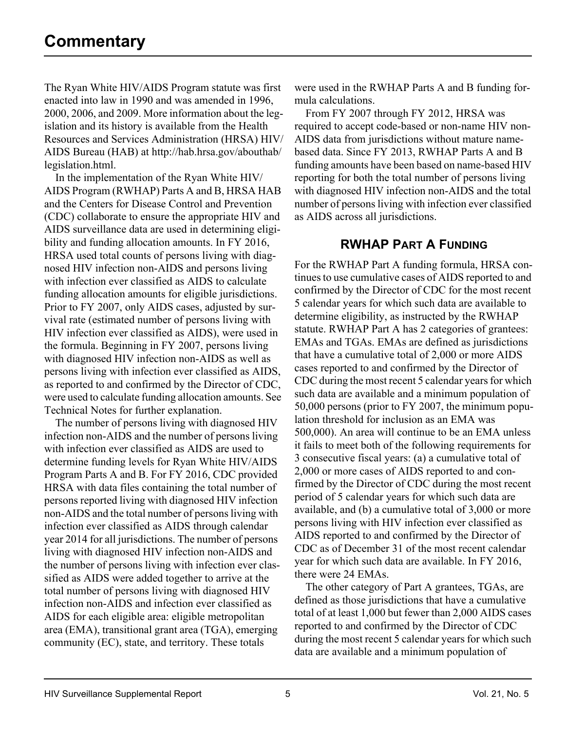# Commentary

The Ryan White HIV/AIDS Program statute was first enacted into law in 1990 and was amended in 1996, 2000, 2006, and 2009. More information about the legislation and its history is available from the Health Resources and Services Administration (HRSA) HIV/AIDS Bureau (HAB) at http://hab.hrsa.gov/abouthab/legislation.html.

In the implementation of the Ryan White HIV/AIDS Program (RWHAP) Parts A and B, HRSA HAB and the Centers for Disease Control and Prevention (CDC) collaborate to ensure the appropriate HIV and AIDS surveillance data are used in determining eligibility and funding allocation amounts. In FY 2016, HRSA used total counts of persons living with diagnosed HIV infection non-AIDS and persons living with infection ever classified as AIDS to calculate funding allocation amounts for eligible jurisdictions. Prior to FY 2007, only AIDS cases, adjusted by survival rate (estimated number of persons living with HIV infection ever classified as AIDS), were used in the formula. Beginning in FY 2007, persons living with diagnosed HIV infection non-AIDS as well as persons living with infection ever classified as AIDS, as reported to and confirmed by the Director of CDC, were used to calculate funding allocation amounts. See Technical Notes for further explanation.

The number of persons living with diagnosed HIV infection non-AIDS and the number of persons living with infection ever classified as AIDS are used to determine funding levels for Ryan White HIV/AIDS Program Parts A and B. For FY 2016, CDC provided HRSA with data files containing the total number of persons reported living with diagnosed HIV infection non-AIDS and the total number of persons living with infection ever classified as AIDS through calendar year 2014 for all jurisdictions. The number of persons living with diagnosed HIV infection non-AIDS and the number of persons living with infection ever classified as AIDS were added together to arrive at the total number of persons living with diagnosed HIV infection non-AIDS and infection ever classified as AIDS for each eligible area: eligible metropolitan area (EMA), transitional grant area (TGA), emerging community (EC), state, and territory. These totals were used in the RWHAP Parts A and B funding formula calculations.

From FY 2007 through FY 2012, HRSA was required to accept code-based or non-name HIV non-AIDS data from jurisdictions without mature name-based data. Since FY 2013, RWHAP Parts A and B funding amounts have been based on name-based HIV reporting for both the total number of persons living with diagnosed HIV infection non-AIDS and the total number of persons living with infection ever classified as AIDS across all jurisdictions.

## RWHAP Part A Funding

For the RWHAP Part A funding formula, HRSA continues to use cumulative cases of AIDS reported to and confirmed by the Director of CDC for the most recent 5 calendar years for which such data are available to determine eligibility, as instructed by the RWHAP statute. RWHAP Part A has 2 categories of grantees: EMAs and TGAs. EMAs are defined as jurisdictions that have a cumulative total of 2,000 or more AIDS cases reported to and confirmed by the Director of CDC during the most recent 5 calendar years for which such data are available and a minimum population of 50,000 persons (prior to FY 2007, the minimum population threshold for inclusion as an EMA was 500,000). An area will continue to be an EMA unless it fails to meet both of the following requirements for 3 consecutive fiscal years: (a) a cumulative total of 2,000 or more cases of AIDS reported to and confirmed by the Director of CDC during the most recent period of 5 calendar years for which such data are available, and (b) a cumulative total of 3,000 or more persons living with HIV infection ever classified as AIDS reported to and confirmed by the Director of CDC as of December 31 of the most recent calendar year for which such data are available. In FY 2016, there were 24 EMAs.

The other category of Part A grantees, TGAs, are defined as those jurisdictions that have a cumulative total of at least 1,000 but fewer than 2,000 AIDS cases reported to and confirmed by the Director of CDC during the most recent 5 calendar years for which such data are available and a minimum population of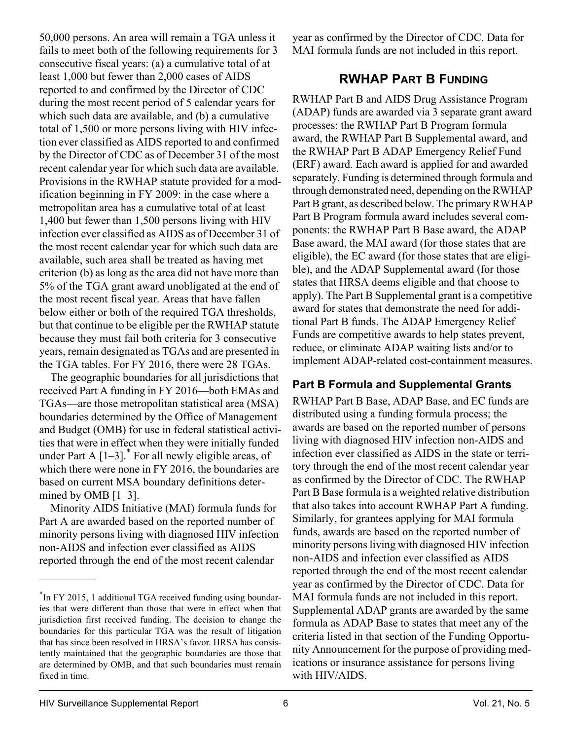50,000 persons. An area will remain a TGA unless it fails to meet both of the following requirements for 3 consecutive fiscal years: (a) a cumulative total of at least 1,000 but fewer than 2,000 cases of AIDS reported to and confirmed by the Director of CDC during the most recent period of 5 calendar years for which such data are available, and (b) a cumulative total of 1,500 or more persons living with HIV infection ever classified as AIDS reported to and confirmed by the Director of CDC as of December 31 of the most recent calendar year for which such data are available. Provisions in the RWHAP statute provided for a modification beginning in FY 2009: in the case where a metropolitan area has a cumulative total of at least 1,400 but fewer than 1,500 persons living with HIV infection ever classified as AIDS as of December 31 of the most recent calendar year for which such data are available, such area shall be treated as having met criterion (b) as long as the area did not have more than 5% of the TGA grant award unobligated at the end of the most recent fiscal year. Areas that have fallen below either or both of the required TGA thresholds, but that continue to be eligible per the RWHAP statute because they must fail both criteria for 3 consecutive years, remain designated as TGAs and are presented in the TGA tables. For FY 2016, there were 28 TGAs.

The geographic boundaries for all jurisdictions that received Part A funding in FY 2016—both EMAs and TGAs—are those metropolitan statistical area (MSA) boundaries determined by the Office of Management and Budget (OMB) for use in federal statistical activities that were in effect when they were initially funded under Part A [1–3].* For all newly eligible areas, of which there were none in FY 2016, the boundaries are based on current MSA boundary definitions determined by OMB [1–3].

Minority AIDS Initiative (MAI) formula funds for Part A are awarded based on the reported number of minority persons living with diagnosed HIV infection non-AIDS and infection ever classified as AIDS reported through the end of the most recent calendar year as confirmed by the Director of CDC. Data for MAI formula funds are not included in this report.

## RWHAP Part B Funding

RWHAP Part B and AIDS Drug Assistance Program (ADAP) funds are awarded via 3 separate grant award processes: the RWHAP Part B Program formula award, the RWHAP Part B Supplemental award, and the RWHAP Part B ADAP Emergency Relief Fund (ERF) award. Each award is applied for and awarded separately. Funding is determined through formula and through demonstrated need, depending on the RWHAP Part B grant, as described below. The primary RWHAP Part B Program formula award includes several components: the RWHAP Part B Base award, the ADAP Base award, the MAI award (for those states that are eligible), the EC award (for those states that are eligible), and the ADAP Supplemental award (for those states that HRSA deems eligible and that choose to apply). The Part B Supplemental grant is a competitive award for states that demonstrate the need for additional Part B funds. The ADAP Emergency Relief Funds are competitive awards to help states prevent, reduce, or eliminate ADAP waiting lists and/or to implement ADAP-related cost-containment measures.

### Part B Formula and Supplemental Grants

RWHAP Part B Base, ADAP Base, and EC funds are distributed using a funding formula process; the awards are based on the reported number of persons living with diagnosed HIV infection non-AIDS and infection ever classified as AIDS in the state or territory through the end of the most recent calendar year as confirmed by the Director of CDC. The RWHAP Part B Base formula is a weighted relative distribution that also takes into account RWHAP Part A funding. Similarly, for grantees applying for MAI formula funds, awards are based on the reported number of minority persons living with diagnosed HIV infection non-AIDS and infection ever classified as AIDS reported through the end of the most recent calendar year as confirmed by the Director of CDC. Data for MAI formula funds are not included in this report. Supplemental ADAP grants are awarded by the same formula as ADAP Base to states that meet any of the criteria listed in that section of the Funding Opportunity Announcement for the purpose of providing medications or insurance assistance for persons living with HIV/AIDS.

---

*In FY 2015, 1 additional TGA received funding using boundaries that were different than those that were in effect when that jurisdiction first received funding. The decision to change the boundaries for this particular TGA was the result of litigation that has since been resolved in HRSA's favor. HRSA has consistently maintained that the geographic boundaries are those that are determined by OMB, and that such boundaries must remain fixed in time.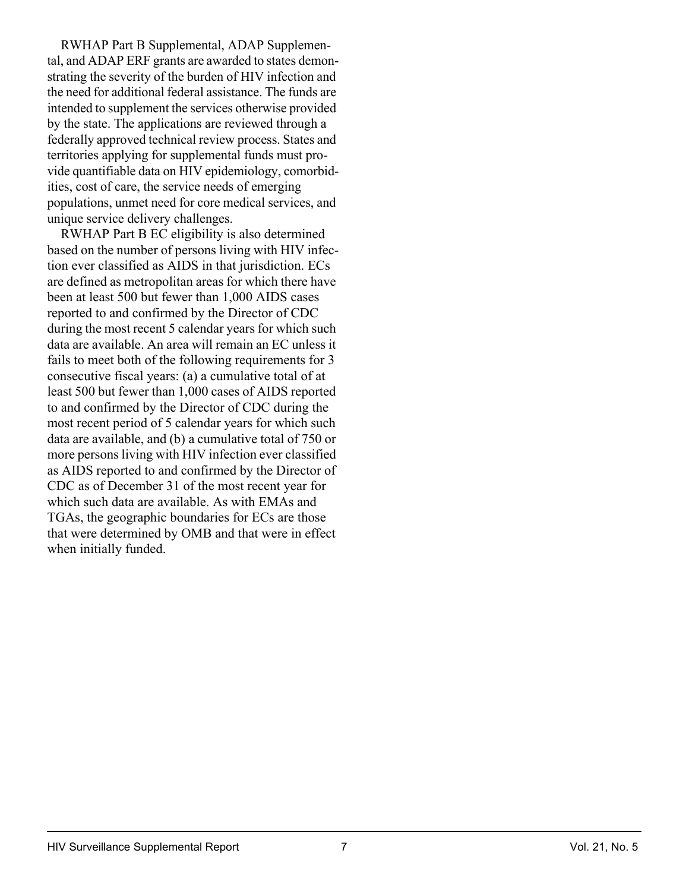RWHAP Part B Supplemental, ADAP Supplemental, and ADAP ERF grants are awarded to states demonstrating the severity of the burden of HIV infection and the need for additional federal assistance. The funds are intended to supplement the services otherwise provided by the state. The applications are reviewed through a federally approved technical review process. States and territories applying for supplemental funds must provide quantifiable data on HIV epidemiology, comorbidities, cost of care, the service needs of emerging populations, unmet need for core medical services, and unique service delivery challenges.

RWHAP Part B EC eligibility is also determined based on the number of persons living with HIV infection ever classified as AIDS in that jurisdiction. ECs are defined as metropolitan areas for which there have been at least 500 but fewer than 1,000 AIDS cases reported to and confirmed by the Director of CDC during the most recent 5 calendar years for which such data are available. An area will remain an EC unless it fails to meet both of the following requirements for 3 consecutive fiscal years: (a) a cumulative total of at least 500 but fewer than 1,000 cases of AIDS reported to and confirmed by the Director of CDC during the most recent period of 5 calendar years for which such data are available, and (b) a cumulative total of 750 or more persons living with HIV infection ever classified as AIDS reported to and confirmed by the Director of CDC as of December 31 of the most recent year for which such data are available. As with EMAs and TGAs, the geographic boundaries for ECs are those that were determined by OMB and that were in effect when initially funded.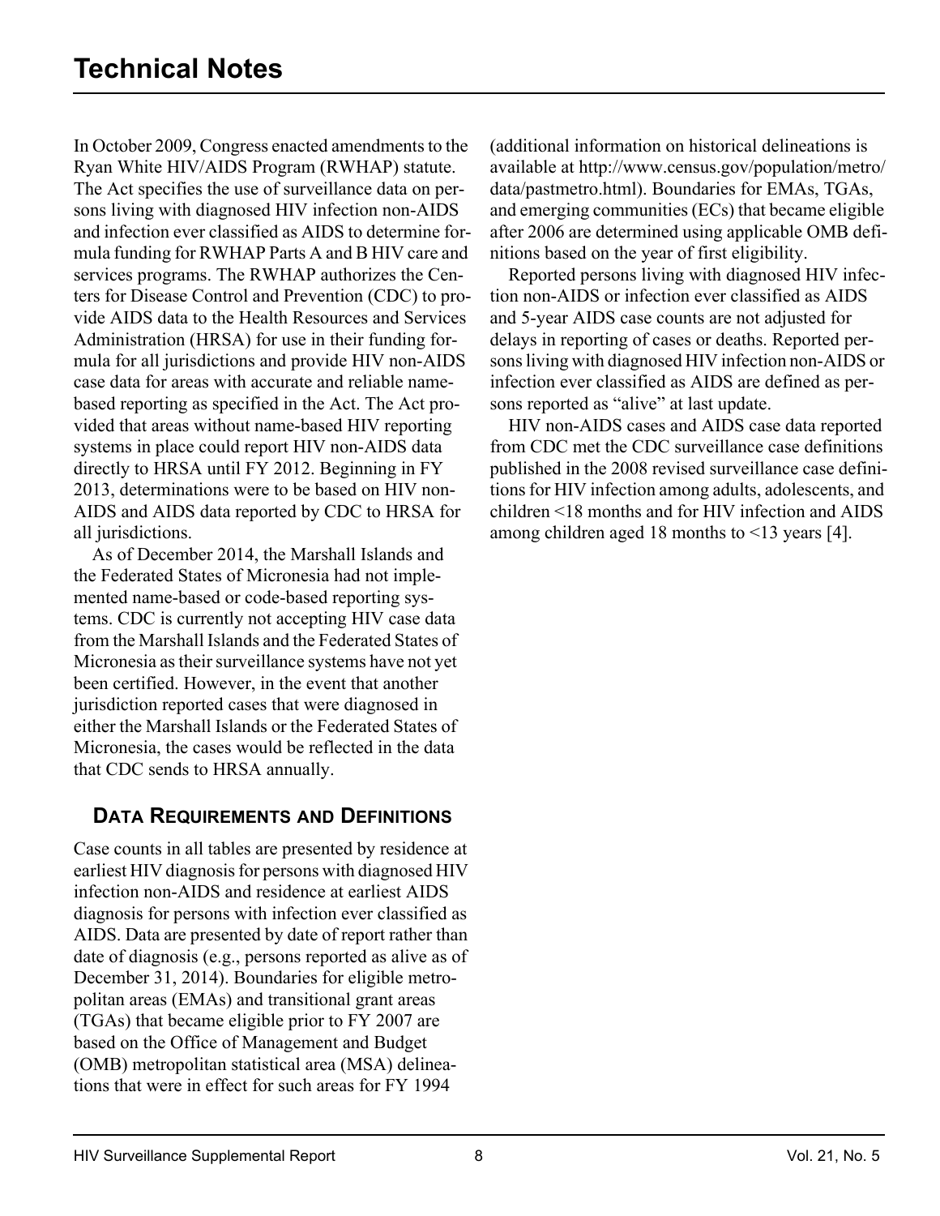# Technical Notes

In October 2009, Congress enacted amendments to the Ryan White HIV/AIDS Program (RWHAP) statute. The Act specifies the use of surveillance data on persons living with diagnosed HIV infection non-AIDS and infection ever classified as AIDS to determine formula funding for RWHAP Parts A and B HIV care and services programs. The RWHAP authorizes the Centers for Disease Control and Prevention (CDC) to provide AIDS data to the Health Resources and Services Administration (HRSA) for use in their funding formula for all jurisdictions and provide HIV non-AIDS case data for areas with accurate and reliable name-based reporting as specified in the Act. The Act provided that areas without name-based HIV reporting systems in place could report HIV non-AIDS data directly to HRSA until FY 2012. Beginning in FY 2013, determinations were to be based on HIV non-AIDS and AIDS data reported by CDC to HRSA for all jurisdictions.

As of December 2014, the Marshall Islands and the Federated States of Micronesia had not implemented name-based or code-based reporting systems. CDC is currently not accepting HIV case data from the Marshall Islands and the Federated States of Micronesia as their surveillance systems have not yet been certified. However, in the event that another jurisdiction reported cases that were diagnosed in either the Marshall Islands or the Federated States of Micronesia, the cases would be reflected in the data that CDC sends to HRSA annually.

## Data Requirements and Definitions

Case counts in all tables are presented by residence at earliest HIV diagnosis for persons with diagnosed HIV infection non-AIDS and residence at earliest AIDS diagnosis for persons with infection ever classified as AIDS. Data are presented by date of report rather than date of diagnosis (e.g., persons reported as alive as of December 31, 2014). Boundaries for eligible metropolitan areas (EMAs) and transitional grant areas (TGAs) that became eligible prior to FY 2007 are based on the Office of Management and Budget (OMB) metropolitan statistical area (MSA) delineations that were in effect for such areas for FY 1994 (additional information on historical delineations is available at http://www.census.gov/population/metro/data/pastmetro.html). Boundaries for EMAs, TGAs, and emerging communities (ECs) that became eligible after 2006 are determined using applicable OMB definitions based on the year of first eligibility.

Reported persons living with diagnosed HIV infection non-AIDS or infection ever classified as AIDS and 5-year AIDS case counts are not adjusted for delays in reporting of cases or deaths. Reported persons living with diagnosed HIV infection non-AIDS or infection ever classified as AIDS are defined as persons reported as "alive" at last update.

HIV non-AIDS cases and AIDS case data reported from CDC met the CDC surveillance case definitions published in the 2008 revised surveillance case definitions for HIV infection among adults, adolescents, and children <18 months and for HIV infection and AIDS among children aged 18 months to <13 years [4].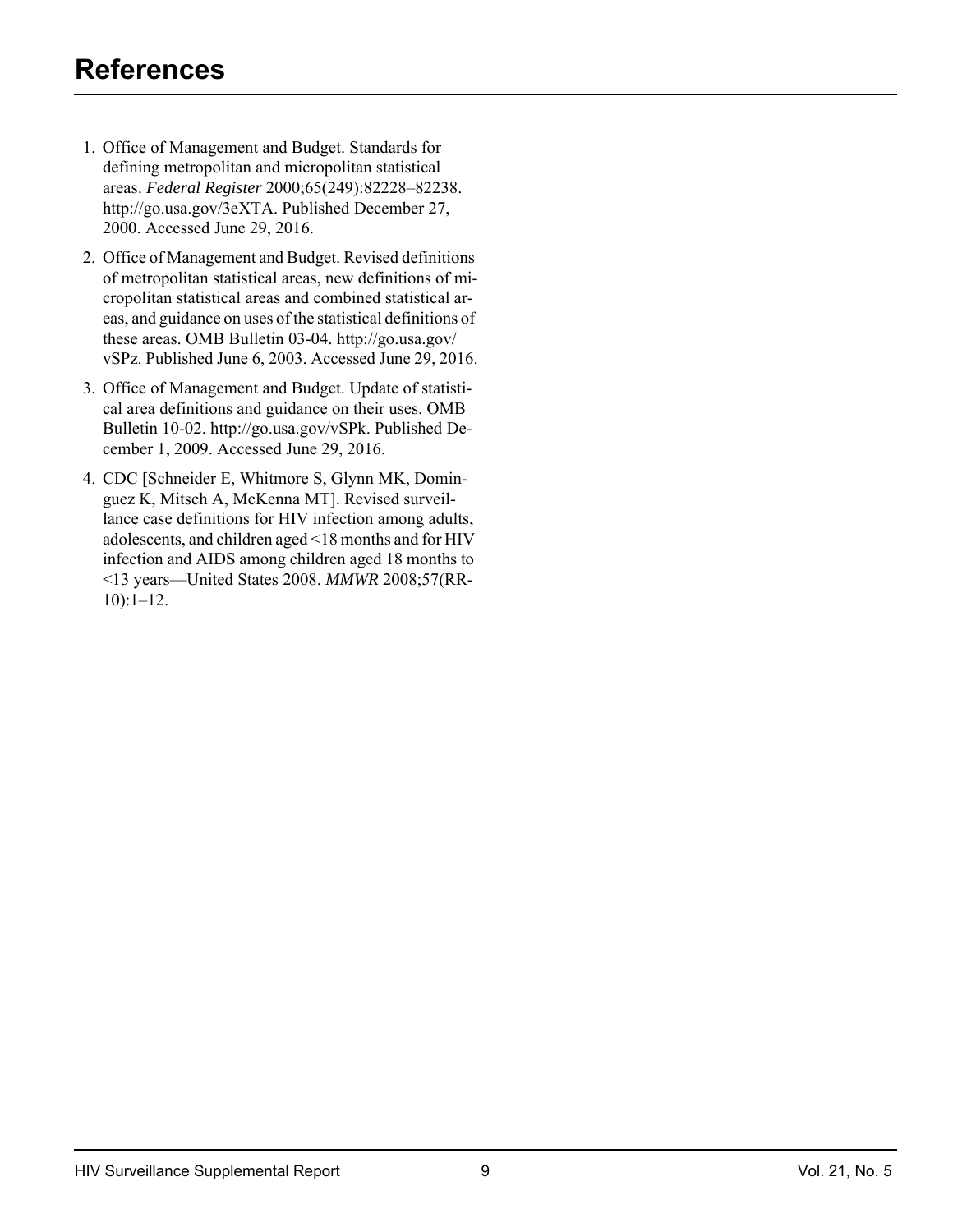# References

1. Office of Management and Budget. Standards for defining metropolitan and micropolitan statistical areas. *Federal Register* 2000;65(249):82228–82238. http://go.usa.gov/3eXTA. Published December 27, 2000. Accessed June 29, 2016.
2. Office of Management and Budget. Revised definitions of metropolitan statistical areas, new definitions of micropolitan statistical areas and combined statistical areas, and guidance on uses of the statistical definitions of these areas. OMB Bulletin 03-04. http://go.usa.gov/vSPz. Published June 6, 2003. Accessed June 29, 2016.
3. Office of Management and Budget. Update of statistical area definitions and guidance on their uses. OMB Bulletin 10-02. http://go.usa.gov/vSPk. Published December 1, 2009. Accessed June 29, 2016.
4. CDC [Schneider E, Whitmore S, Glynn MK, Dominguez K, Mitsch A, McKenna MT]. Revised surveillance case definitions for HIV infection among adults, adolescents, and children aged <18 months and for HIV infection and AIDS among children aged 18 months to <13 years—United States 2008. *MMWR* 2008;57(RR-10):1–12.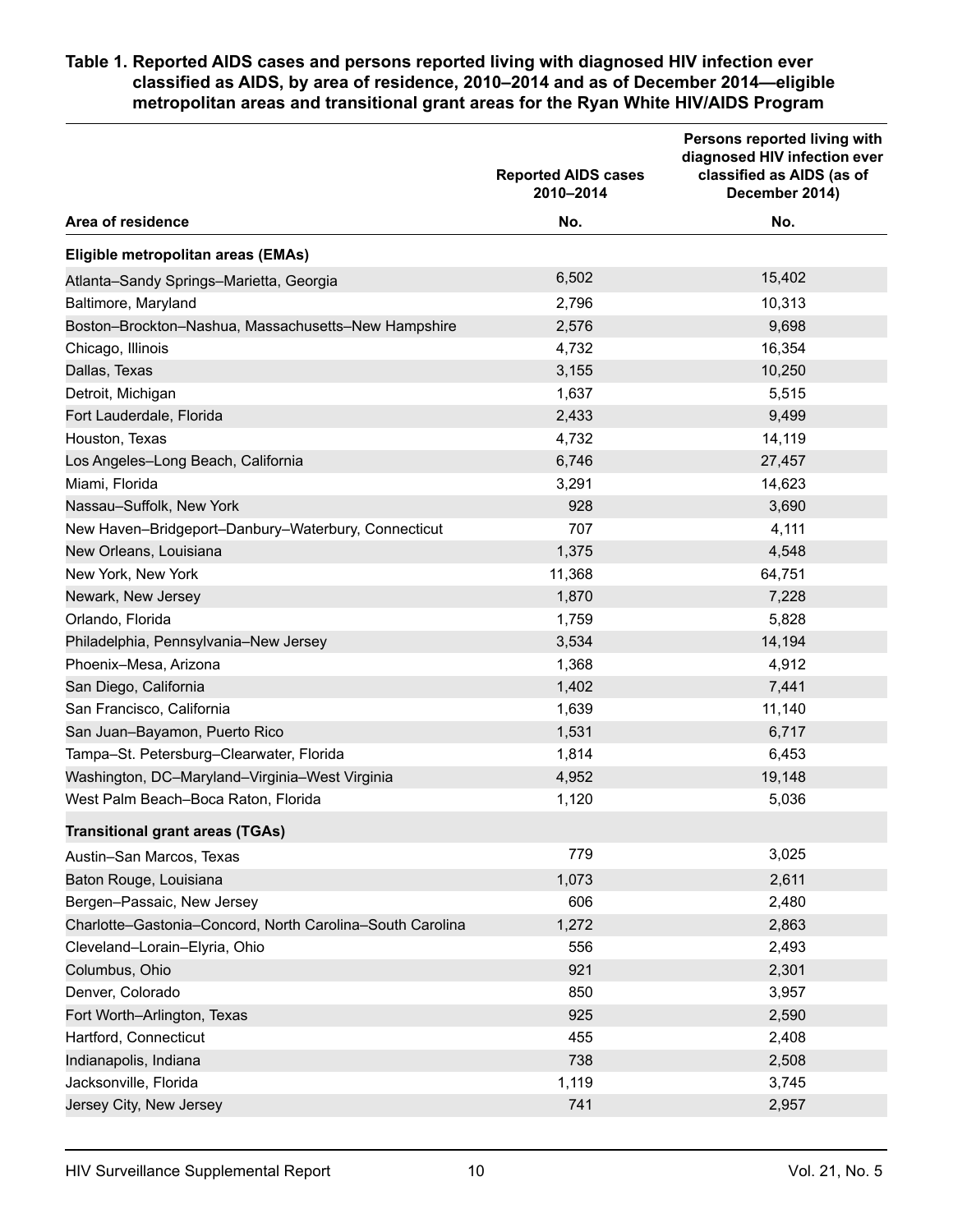**Table 1. Reported AIDS cases and persons reported living with diagnosed HIV infection ever classified as AIDS, by area of residence, 2010–2014 and as of December 2014—eligible metropolitan areas and transitional grant areas for the Ryan White HIV/AIDS Program**

| Area of residence | Reported AIDS cases 2010–2014 | Persons reported living with diagnosed HIV infection ever classified as AIDS (as of December 2014) |
|---|---|---|
| | No. | No. |
| **Eligible metropolitan areas (EMAs)** | | |
| Atlanta–Sandy Springs–Marietta, Georgia | 6,502 | 15,402 |
| Baltimore, Maryland | 2,796 | 10,313 |
| Boston–Brockton–Nashua, Massachusetts–New Hampshire | 2,576 | 9,698 |
| Chicago, Illinois | 4,732 | 16,354 |
| Dallas, Texas | 3,155 | 10,250 |
| Detroit, Michigan | 1,637 | 5,515 |
| Fort Lauderdale, Florida | 2,433 | 9,499 |
| Houston, Texas | 4,732 | 14,119 |
| Los Angeles–Long Beach, California | 6,746 | 27,457 |
| Miami, Florida | 3,291 | 14,623 |
| Nassau–Suffolk, New York | 928 | 3,690 |
| New Haven–Bridgeport–Danbury–Waterbury, Connecticut | 707 | 4,111 |
| New Orleans, Louisiana | 1,375 | 4,548 |
| New York, New York | 11,368 | 64,751 |
| Newark, New Jersey | 1,870 | 7,228 |
| Orlando, Florida | 1,759 | 5,828 |
| Philadelphia, Pennsylvania–New Jersey | 3,534 | 14,194 |
| Phoenix–Mesa, Arizona | 1,368 | 4,912 |
| San Diego, California | 1,402 | 7,441 |
| San Francisco, California | 1,639 | 11,140 |
| San Juan–Bayamon, Puerto Rico | 1,531 | 6,717 |
| Tampa–St. Petersburg–Clearwater, Florida | 1,814 | 6,453 |
| Washington, DC–Maryland–Virginia–West Virginia | 4,952 | 19,148 |
| West Palm Beach–Boca Raton, Florida | 1,120 | 5,036 |
| **Transitional grant areas (TGAs)** | | |
| Austin–San Marcos, Texas | 779 | 3,025 |
| Baton Rouge, Louisiana | 1,073 | 2,611 |
| Bergen–Passaic, New Jersey | 606 | 2,480 |
| Charlotte–Gastonia–Concord, North Carolina–South Carolina | 1,272 | 2,863 |
| Cleveland–Lorain–Elyria, Ohio | 556 | 2,493 |
| Columbus, Ohio | 921 | 2,301 |
| Denver, Colorado | 850 | 3,957 |
| Fort Worth–Arlington, Texas | 925 | 2,590 |
| Hartford, Connecticut | 455 | 2,408 |
| Indianapolis, Indiana | 738 | 2,508 |
| Jacksonville, Florida | 1,119 | 3,745 |
| Jersey City, New Jersey | 741 | 2,957 |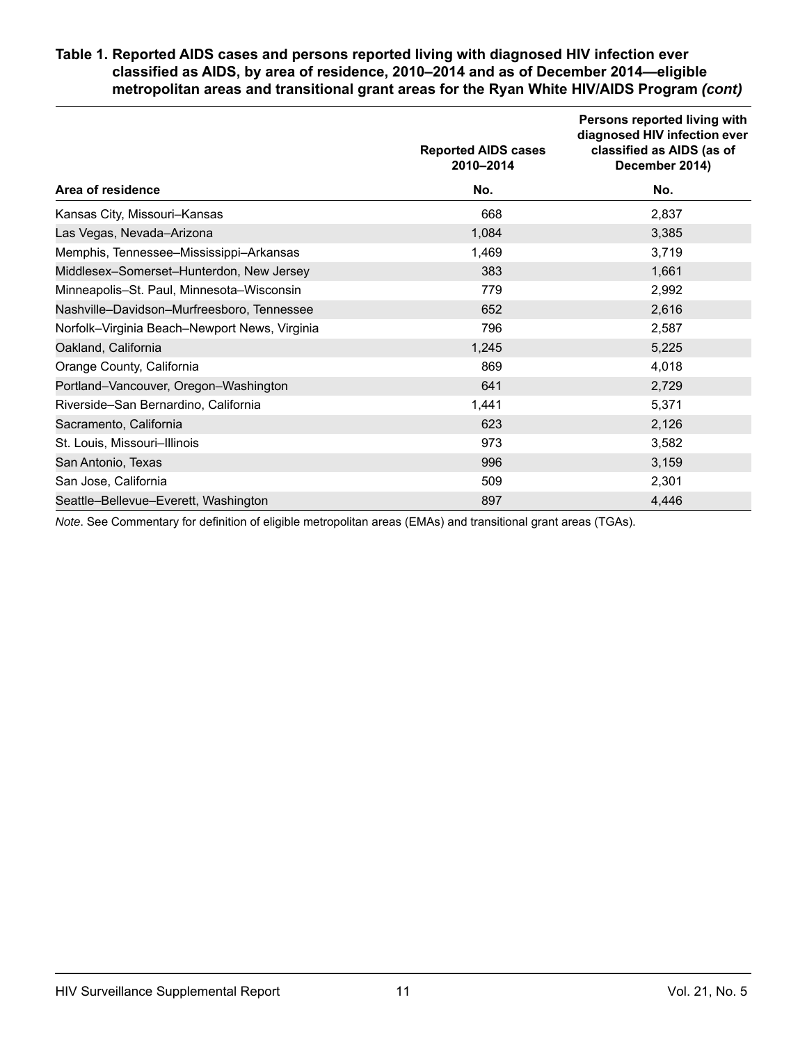**Table 1. Reported AIDS cases and persons reported living with diagnosed HIV infection ever classified as AIDS, by area of residence, 2010–2014 and as of December 2014—eligible metropolitan areas and transitional grant areas for the Ryan White HIV/AIDS Program *(cont)***

| Area of residence | Reported AIDS cases 2010–2014 No. | Persons reported living with diagnosed HIV infection ever classified as AIDS (as of December 2014) No. |
|---|---|---|
| Kansas City, Missouri–Kansas | 668 | 2,837 |
| Las Vegas, Nevada–Arizona | 1,084 | 3,385 |
| Memphis, Tennessee–Mississippi–Arkansas | 1,469 | 3,719 |
| Middlesex–Somerset–Hunterdon, New Jersey | 383 | 1,661 |
| Minneapolis–St. Paul, Minnesota–Wisconsin | 779 | 2,992 |
| Nashville–Davidson–Murfreesboro, Tennessee | 652 | 2,616 |
| Norfolk–Virginia Beach–Newport News, Virginia | 796 | 2,587 |
| Oakland, California | 1,245 | 5,225 |
| Orange County, California | 869 | 4,018 |
| Portland–Vancouver, Oregon–Washington | 641 | 2,729 |
| Riverside–San Bernardino, California | 1,441 | 5,371 |
| Sacramento, California | 623 | 2,126 |
| St. Louis, Missouri–Illinois | 973 | 3,582 |
| San Antonio, Texas | 996 | 3,159 |
| San Jose, California | 509 | 2,301 |
| Seattle–Bellevue–Everett, Washington | 897 | 4,446 |

*Note*. See Commentary for definition of eligible metropolitan areas (EMAs) and transitional grant areas (TGAs).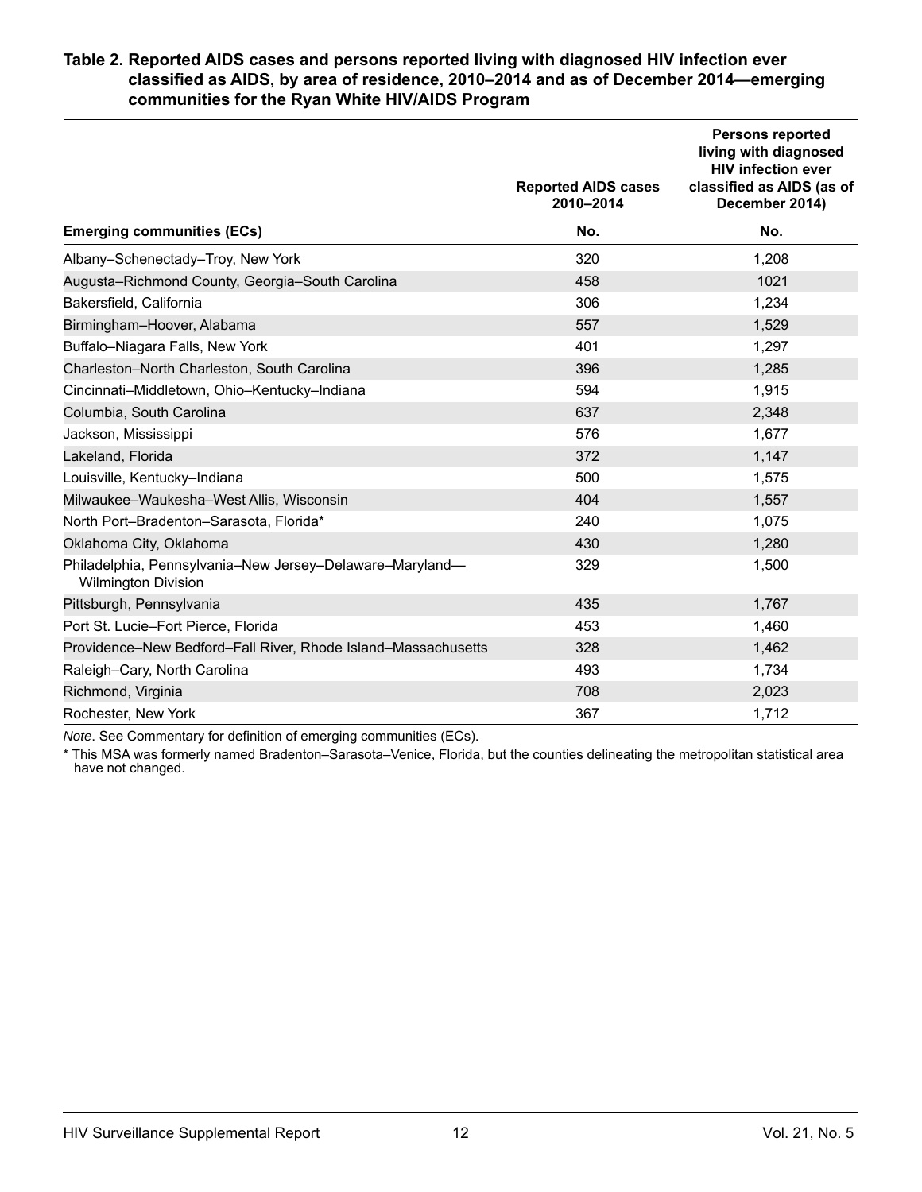**Table 2. Reported AIDS cases and persons reported living with diagnosed HIV infection ever classified as AIDS, by area of residence, 2010–2014 and as of December 2014—emerging communities for the Ryan White HIV/AIDS Program**

| | Reported AIDS cases 2010–2014 | Persons reported living with diagnosed HIV infection ever classified as AIDS (as of December 2014) |
|---|---|---|
| **Emerging communities (ECs)** | **No.** | **No.** |
| Albany–Schenectady–Troy, New York | 320 | 1,208 |
| Augusta–Richmond County, Georgia–South Carolina | 458 | 1021 |
| Bakersfield, California | 306 | 1,234 |
| Birmingham–Hoover, Alabama | 557 | 1,529 |
| Buffalo–Niagara Falls, New York | 401 | 1,297 |
| Charleston–North Charleston, South Carolina | 396 | 1,285 |
| Cincinnati–Middletown, Ohio–Kentucky–Indiana | 594 | 1,915 |
| Columbia, South Carolina | 637 | 2,348 |
| Jackson, Mississippi | 576 | 1,677 |
| Lakeland, Florida | 372 | 1,147 |
| Louisville, Kentucky–Indiana | 500 | 1,575 |
| Milwaukee–Waukesha–West Allis, Wisconsin | 404 | 1,557 |
| North Port–Bradenton–Sarasota, Florida* | 240 | 1,075 |
| Oklahoma City, Oklahoma | 430 | 1,280 |
| Philadelphia, Pennsylvania–New Jersey–Delaware–Maryland—Wilmington Division | 329 | 1,500 |
| Pittsburgh, Pennsylvania | 435 | 1,767 |
| Port St. Lucie–Fort Pierce, Florida | 453 | 1,460 |
| Providence–New Bedford–Fall River, Rhode Island–Massachusetts | 328 | 1,462 |
| Raleigh–Cary, North Carolina | 493 | 1,734 |
| Richmond, Virginia | 708 | 2,023 |
| Rochester, New York | 367 | 1,712 |

*Note*. See Commentary for definition of emerging communities (ECs).

\* This MSA was formerly named Bradenton–Sarasota–Venice, Florida, but the counties delineating the metropolitan statistical area have not changed.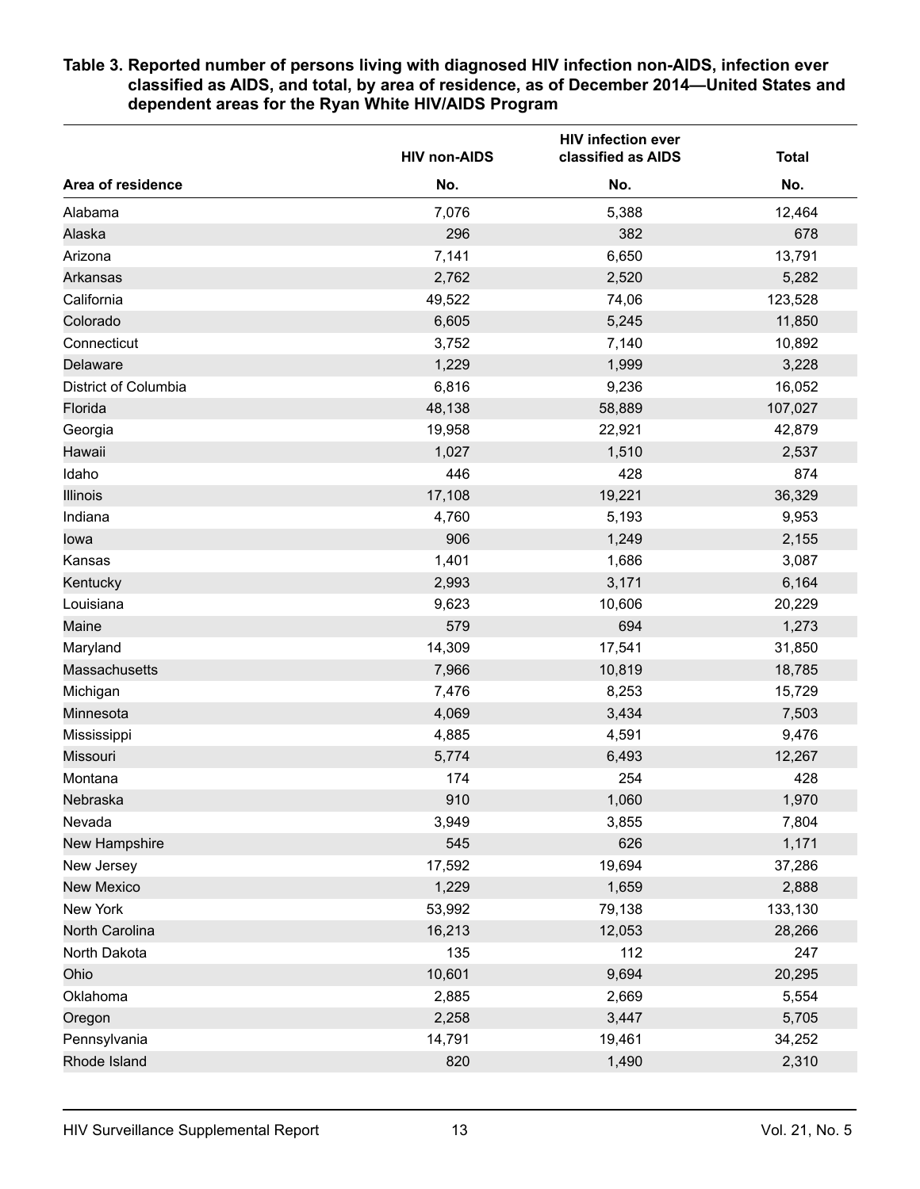**Table 3. Reported number of persons living with diagnosed HIV infection non-AIDS, infection ever classified as AIDS, and total, by area of residence, as of December 2014—United States and dependent areas for the Ryan White HIV/AIDS Program**

| Area of residence | HIV non-AIDS No. | HIV infection ever classified as AIDS No. | Total No. |
|---|---|---|---|
| Alabama | 7,076 | 5,388 | 12,464 |
| Alaska | 296 | 382 | 678 |
| Arizona | 7,141 | 6,650 | 13,791 |
| Arkansas | 2,762 | 2,520 | 5,282 |
| California | 49,522 | 74,06 | 123,528 |
| Colorado | 6,605 | 5,245 | 11,850 |
| Connecticut | 3,752 | 7,140 | 10,892 |
| Delaware | 1,229 | 1,999 | 3,228 |
| District of Columbia | 6,816 | 9,236 | 16,052 |
| Florida | 48,138 | 58,889 | 107,027 |
| Georgia | 19,958 | 22,921 | 42,879 |
| Hawaii | 1,027 | 1,510 | 2,537 |
| Idaho | 446 | 428 | 874 |
| Illinois | 17,108 | 19,221 | 36,329 |
| Indiana | 4,760 | 5,193 | 9,953 |
| Iowa | 906 | 1,249 | 2,155 |
| Kansas | 1,401 | 1,686 | 3,087 |
| Kentucky | 2,993 | 3,171 | 6,164 |
| Louisiana | 9,623 | 10,606 | 20,229 |
| Maine | 579 | 694 | 1,273 |
| Maryland | 14,309 | 17,541 | 31,850 |
| Massachusetts | 7,966 | 10,819 | 18,785 |
| Michigan | 7,476 | 8,253 | 15,729 |
| Minnesota | 4,069 | 3,434 | 7,503 |
| Mississippi | 4,885 | 4,591 | 9,476 |
| Missouri | 5,774 | 6,493 | 12,267 |
| Montana | 174 | 254 | 428 |
| Nebraska | 910 | 1,060 | 1,970 |
| Nevada | 3,949 | 3,855 | 7,804 |
| New Hampshire | 545 | 626 | 1,171 |
| New Jersey | 17,592 | 19,694 | 37,286 |
| New Mexico | 1,229 | 1,659 | 2,888 |
| New York | 53,992 | 79,138 | 133,130 |
| North Carolina | 16,213 | 12,053 | 28,266 |
| North Dakota | 135 | 112 | 247 |
| Ohio | 10,601 | 9,694 | 20,295 |
| Oklahoma | 2,885 | 2,669 | 5,554 |
| Oregon | 2,258 | 3,447 | 5,705 |
| Pennsylvania | 14,791 | 19,461 | 34,252 |
| Rhode Island | 820 | 1,490 | 2,310 |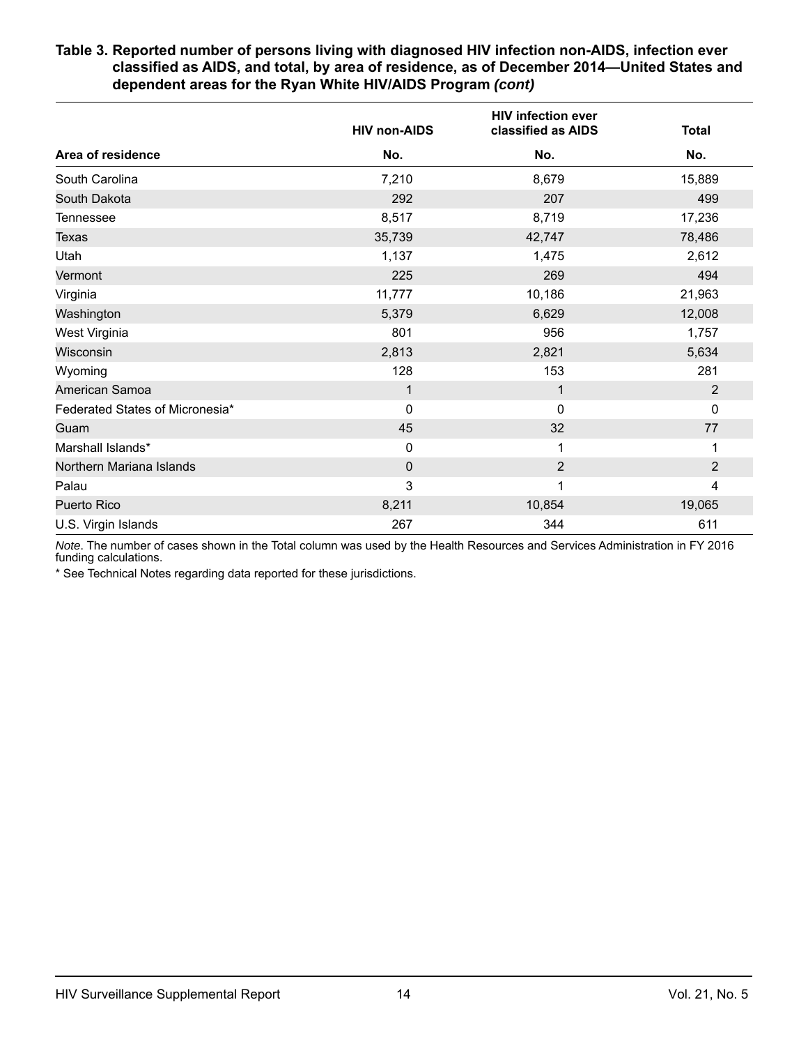**Table 3. Reported number of persons living with diagnosed HIV infection non-AIDS, infection ever classified as AIDS, and total, by area of residence, as of December 2014—United States and dependent areas for the Ryan White HIV/AIDS Program *(cont)***

| | HIV non-AIDS | HIV infection ever classified as AIDS | Total |
|---|---|---|---|
| Area of residence | No. | No. | No. |
| South Carolina | 7,210 | 8,679 | 15,889 |
| South Dakota | 292 | 207 | 499 |
| Tennessee | 8,517 | 8,719 | 17,236 |
| Texas | 35,739 | 42,747 | 78,486 |
| Utah | 1,137 | 1,475 | 2,612 |
| Vermont | 225 | 269 | 494 |
| Virginia | 11,777 | 10,186 | 21,963 |
| Washington | 5,379 | 6,629 | 12,008 |
| West Virginia | 801 | 956 | 1,757 |
| Wisconsin | 2,813 | 2,821 | 5,634 |
| Wyoming | 128 | 153 | 281 |
| American Samoa | 1 | 1 | 2 |
| Federated States of Micronesia* | 0 | 0 | 0 |
| Guam | 45 | 32 | 77 |
| Marshall Islands* | 0 | 1 | 1 |
| Northern Mariana Islands | 0 | 2 | 2 |
| Palau | 3 | 1 | 4 |
| Puerto Rico | 8,211 | 10,854 | 19,065 |
| U.S. Virgin Islands | 267 | 344 | 611 |

*Note*. The number of cases shown in the Total column was used by the Health Resources and Services Administration in FY 2016 funding calculations.

* See Technical Notes regarding data reported for these jurisdictions.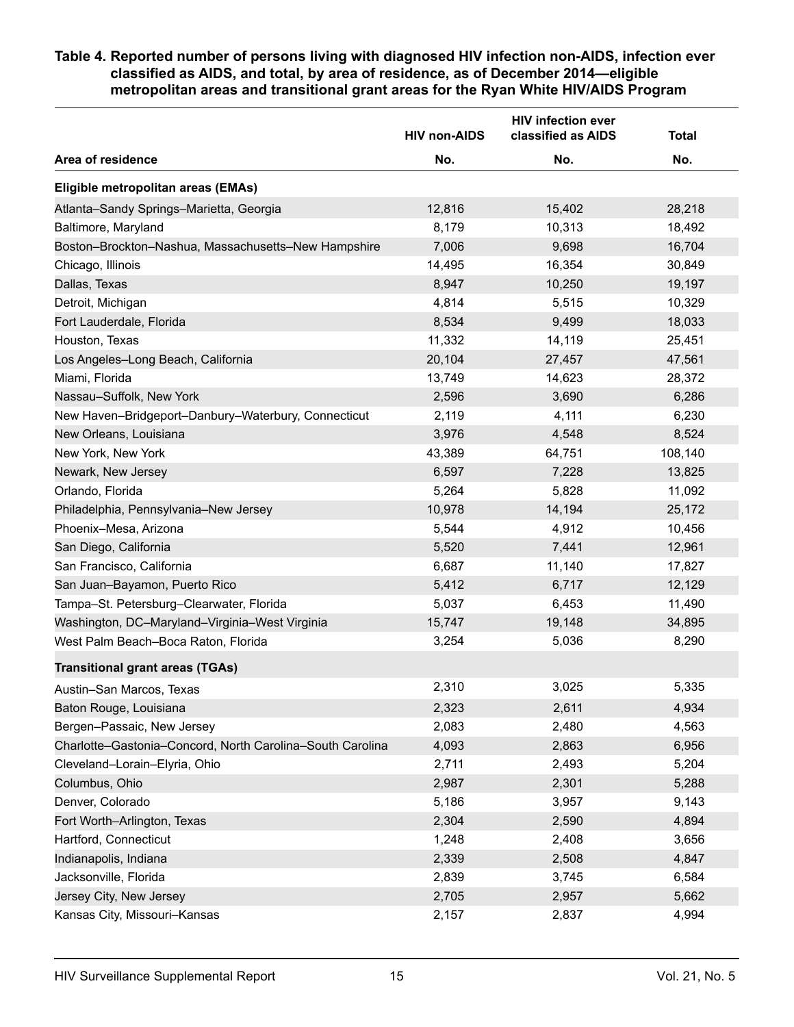**Table 4. Reported number of persons living with diagnosed HIV infection non-AIDS, infection ever classified as AIDS, and total, by area of residence, as of December 2014—eligible metropolitan areas and transitional grant areas for the Ryan White HIV/AIDS Program**

| Area of residence | HIV non-AIDS No. | HIV infection ever classified as AIDS No. | Total No. |
|---|---|---|---|
| **Eligible metropolitan areas (EMAs)** | | | |
| Atlanta–Sandy Springs–Marietta, Georgia | 12,816 | 15,402 | 28,218 |
| Baltimore, Maryland | 8,179 | 10,313 | 18,492 |
| Boston–Brockton–Nashua, Massachusetts–New Hampshire | 7,006 | 9,698 | 16,704 |
| Chicago, Illinois | 14,495 | 16,354 | 30,849 |
| Dallas, Texas | 8,947 | 10,250 | 19,197 |
| Detroit, Michigan | 4,814 | 5,515 | 10,329 |
| Fort Lauderdale, Florida | 8,534 | 9,499 | 18,033 |
| Houston, Texas | 11,332 | 14,119 | 25,451 |
| Los Angeles–Long Beach, California | 20,104 | 27,457 | 47,561 |
| Miami, Florida | 13,749 | 14,623 | 28,372 |
| Nassau–Suffolk, New York | 2,596 | 3,690 | 6,286 |
| New Haven–Bridgeport–Danbury–Waterbury, Connecticut | 2,119 | 4,111 | 6,230 |
| New Orleans, Louisiana | 3,976 | 4,548 | 8,524 |
| New York, New York | 43,389 | 64,751 | 108,140 |
| Newark, New Jersey | 6,597 | 7,228 | 13,825 |
| Orlando, Florida | 5,264 | 5,828 | 11,092 |
| Philadelphia, Pennsylvania–New Jersey | 10,978 | 14,194 | 25,172 |
| Phoenix–Mesa, Arizona | 5,544 | 4,912 | 10,456 |
| San Diego, California | 5,520 | 7,441 | 12,961 |
| San Francisco, California | 6,687 | 11,140 | 17,827 |
| San Juan–Bayamon, Puerto Rico | 5,412 | 6,717 | 12,129 |
| Tampa–St. Petersburg–Clearwater, Florida | 5,037 | 6,453 | 11,490 |
| Washington, DC–Maryland–Virginia–West Virginia | 15,747 | 19,148 | 34,895 |
| West Palm Beach–Boca Raton, Florida | 3,254 | 5,036 | 8,290 |
| **Transitional grant areas (TGAs)** | | | |
| Austin–San Marcos, Texas | 2,310 | 3,025 | 5,335 |
| Baton Rouge, Louisiana | 2,323 | 2,611 | 4,934 |
| Bergen–Passaic, New Jersey | 2,083 | 2,480 | 4,563 |
| Charlotte–Gastonia–Concord, North Carolina–South Carolina | 4,093 | 2,863 | 6,956 |
| Cleveland–Lorain–Elyria, Ohio | 2,711 | 2,493 | 5,204 |
| Columbus, Ohio | 2,987 | 2,301 | 5,288 |
| Denver, Colorado | 5,186 | 3,957 | 9,143 |
| Fort Worth–Arlington, Texas | 2,304 | 2,590 | 4,894 |
| Hartford, Connecticut | 1,248 | 2,408 | 3,656 |
| Indianapolis, Indiana | 2,339 | 2,508 | 4,847 |
| Jacksonville, Florida | 2,839 | 3,745 | 6,584 |
| Jersey City, New Jersey | 2,705 | 2,957 | 5,662 |
| Kansas City, Missouri–Kansas | 2,157 | 2,837 | 4,994 |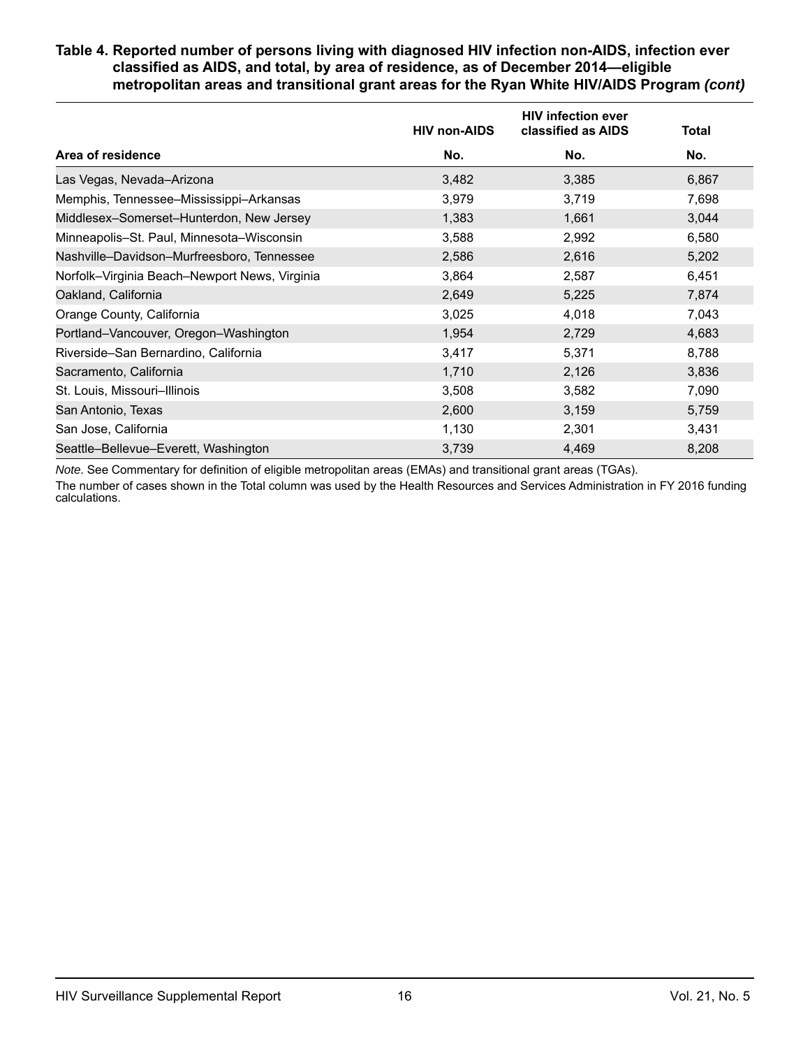**Table 4. Reported number of persons living with diagnosed HIV infection non-AIDS, infection ever classified as AIDS, and total, by area of residence, as of December 2014—eligible metropolitan areas and transitional grant areas for the Ryan White HIV/AIDS Program *(cont)***

| | HIV non-AIDS | HIV infection ever classified as AIDS | Total |
|---|---|---|---|
| Area of residence | No. | No. | No. |
| Las Vegas, Nevada–Arizona | 3,482 | 3,385 | 6,867 |
| Memphis, Tennessee–Mississippi–Arkansas | 3,979 | 3,719 | 7,698 |
| Middlesex–Somerset–Hunterdon, New Jersey | 1,383 | 1,661 | 3,044 |
| Minneapolis–St. Paul, Minnesota–Wisconsin | 3,588 | 2,992 | 6,580 |
| Nashville–Davidson–Murfreesboro, Tennessee | 2,586 | 2,616 | 5,202 |
| Norfolk–Virginia Beach–Newport News, Virginia | 3,864 | 2,587 | 6,451 |
| Oakland, California | 2,649 | 5,225 | 7,874 |
| Orange County, California | 3,025 | 4,018 | 7,043 |
| Portland–Vancouver, Oregon–Washington | 1,954 | 2,729 | 4,683 |
| Riverside–San Bernardino, California | 3,417 | 5,371 | 8,788 |
| Sacramento, California | 1,710 | 2,126 | 3,836 |
| St. Louis, Missouri–Illinois | 3,508 | 3,582 | 7,090 |
| San Antonio, Texas | 2,600 | 3,159 | 5,759 |
| San Jose, California | 1,130 | 2,301 | 3,431 |
| Seattle–Bellevue–Everett, Washington | 3,739 | 4,469 | 8,208 |

*Note*. See Commentary for definition of eligible metropolitan areas (EMAs) and transitional grant areas (TGAs).

The number of cases shown in the Total column was used by the Health Resources and Services Administration in FY 2016 funding calculations.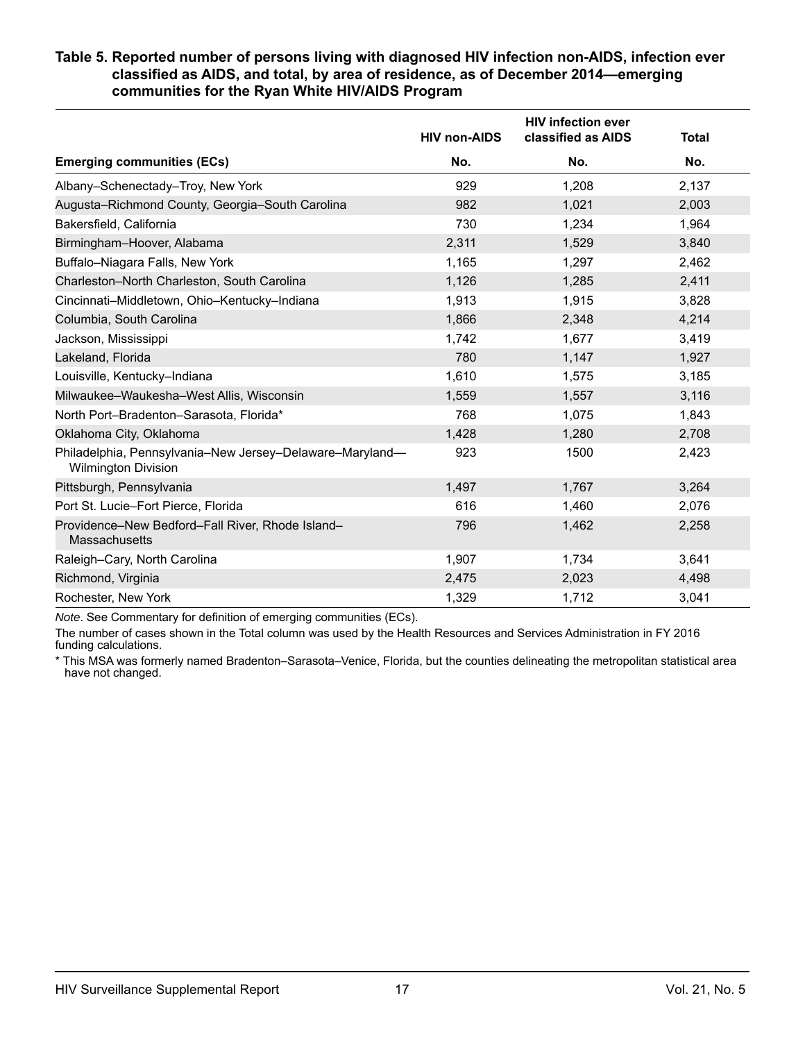**Table 5. Reported number of persons living with diagnosed HIV infection non-AIDS, infection ever classified as AIDS, and total, by area of residence, as of December 2014—emerging communities for the Ryan White HIV/AIDS Program**

| | HIV non-AIDS | HIV infection ever classified as AIDS | Total |
|---|---|---|---|
| **Emerging communities (ECs)** | **No.** | **No.** | **No.** |
| Albany–Schenectady–Troy, New York | 929 | 1,208 | 2,137 |
| Augusta–Richmond County, Georgia–South Carolina | 982 | 1,021 | 2,003 |
| Bakersfield, California | 730 | 1,234 | 1,964 |
| Birmingham–Hoover, Alabama | 2,311 | 1,529 | 3,840 |
| Buffalo–Niagara Falls, New York | 1,165 | 1,297 | 2,462 |
| Charleston–North Charleston, South Carolina | 1,126 | 1,285 | 2,411 |
| Cincinnati–Middletown, Ohio–Kentucky–Indiana | 1,913 | 1,915 | 3,828 |
| Columbia, South Carolina | 1,866 | 2,348 | 4,214 |
| Jackson, Mississippi | 1,742 | 1,677 | 3,419 |
| Lakeland, Florida | 780 | 1,147 | 1,927 |
| Louisville, Kentucky–Indiana | 1,610 | 1,575 | 3,185 |
| Milwaukee–Waukesha–West Allis, Wisconsin | 1,559 | 1,557 | 3,116 |
| North Port–Bradenton–Sarasota, Florida* | 768 | 1,075 | 1,843 |
| Oklahoma City, Oklahoma | 1,428 | 1,280 | 2,708 |
| Philadelphia, Pennsylvania–New Jersey–Delaware–Maryland—Wilmington Division | 923 | 1500 | 2,423 |
| Pittsburgh, Pennsylvania | 1,497 | 1,767 | 3,264 |
| Port St. Lucie–Fort Pierce, Florida | 616 | 1,460 | 2,076 |
| Providence–New Bedford–Fall River, Rhode Island–Massachusetts | 796 | 1,462 | 2,258 |
| Raleigh–Cary, North Carolina | 1,907 | 1,734 | 3,641 |
| Richmond, Virginia | 2,475 | 2,023 | 4,498 |
| Rochester, New York | 1,329 | 1,712 | 3,041 |

*Note*. See Commentary for definition of emerging communities (ECs).

The number of cases shown in the Total column was used by the Health Resources and Services Administration in FY 2016 funding calculations.

* This MSA was formerly named Bradenton–Sarasota–Venice, Florida, but the counties delineating the metropolitan statistical area have not changed.